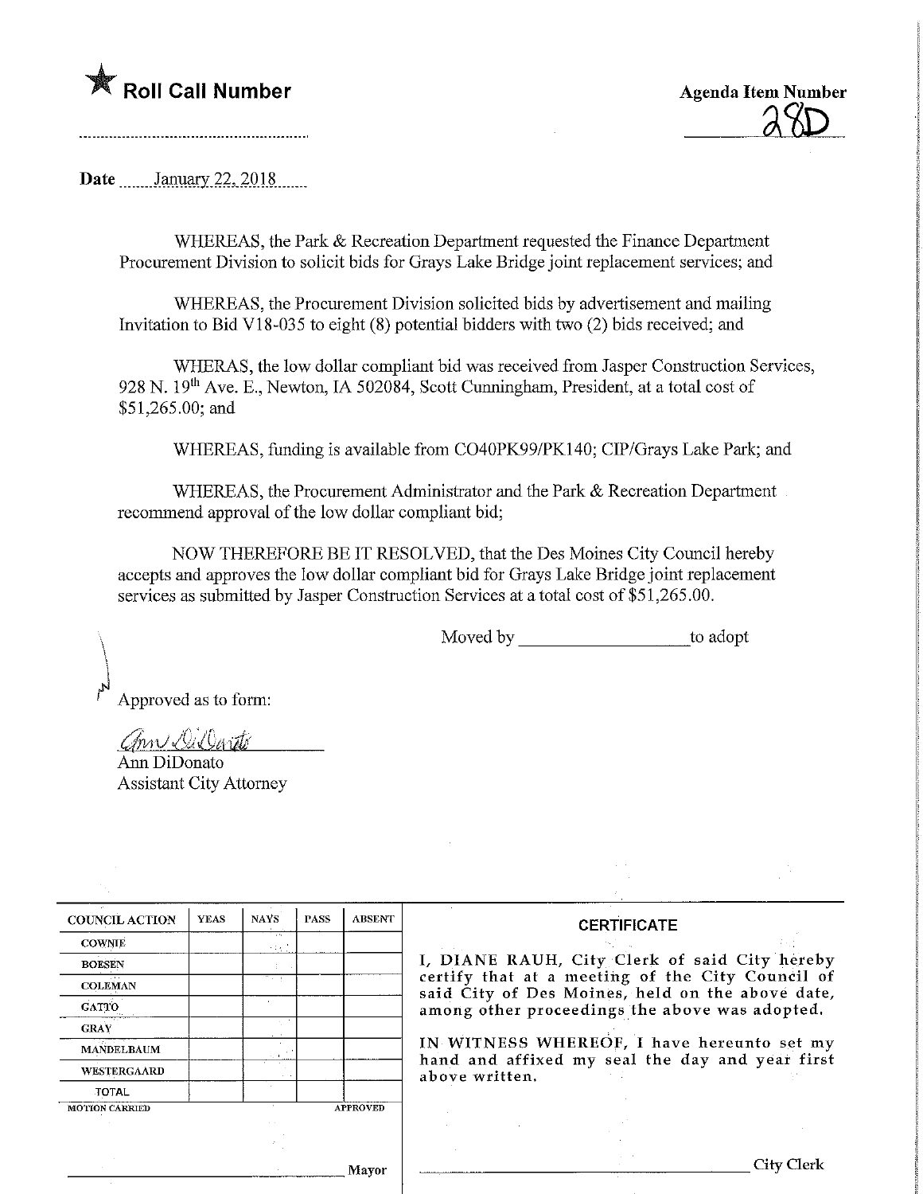★ **Roll Call Number**

..........................................................

**Agenda Item Number**

28D

**Date** January 22, 2018

WHEREAS, the Park & Recreation Department requested the Finance Department Procurement Division to solicit bids for Grays Lake Bridge joint replacement services; and

WHEREAS, the Procurement Division solicited bids by advertisement and mailing Invitation to Bid V18-035 to eight (8) potential bidders with two (2) bids received; and

WHERAS, the low dollar compliant bid was received from Jasper Construction Services, 928 N. 19th Ave. E., Newton, IA 502084, Scott Cunningham, President, at a total cost of $51,265.00; and

WHEREAS, funding is available from CO40PK99/PK140; CIP/Grays Lake Park; and

WHEREAS, the Procurement Administrator and the Park & Recreation Department recommend approval of the low dollar compliant bid;

NOW THEREFORE BE IT RESOLVED, that the Des Moines City Council hereby accepts and approves the low dollar compliant bid for Grays Lake Bridge joint replacement services as submitted by Jasper Construction Services at a total cost of $51,265.00.

Moved by ____________________ to adopt

Approved as to form:

*Ann DiDonato*
Ann DiDonato
Assistant City Attorney

| COUNCIL ACTION | YEAS | NAYS | PASS | ABSENT |
|---|---|---|---|---|
| COWNIE | | | | |
| BOESEN | | | | |
| COLEMAN | | | | |
| GATTO | | | | |
| GRAY | | | | |
| MANDELBAUM | | | | |
| WESTERGAARD | | | | |
| TOTAL | | | | |

MOTION CARRIED APPROVED

______________________________ Mayor

**CERTIFICATE**

I, DIANE RAUH, City Clerk of said City hereby certify that at a meeting of the City Council of said City of Des Moines, held on the above date, among other proceedings the above was adopted.

IN WITNESS WHEREOF, I have hereunto set my hand and affixed my seal the day and year first above written.

______________________________ City Clerk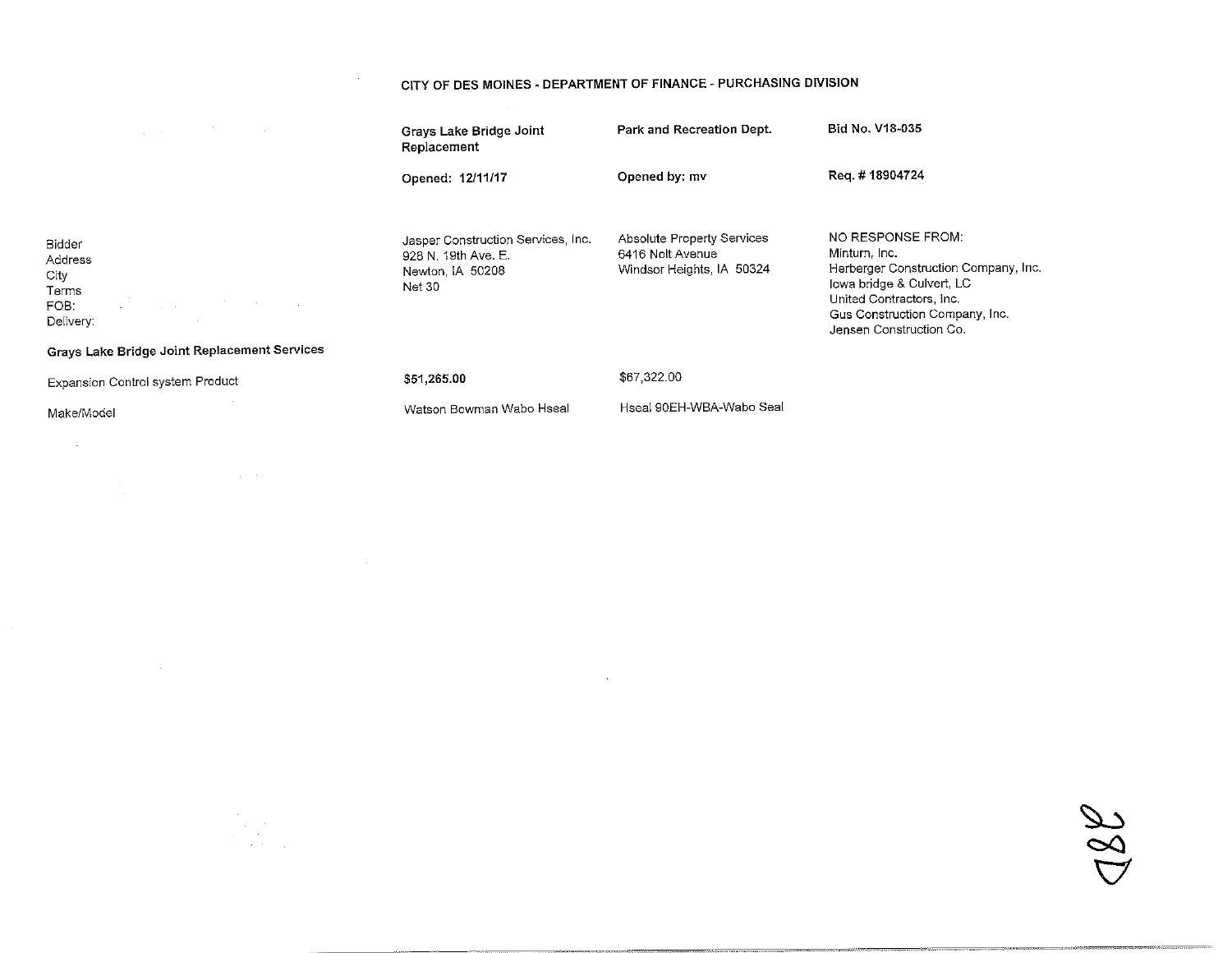CITY OF DES MOINES - DEPARTMENT OF FINANCE - PURCHASING DIVISION

| | | |
|---|---|---|
| **Grays Lake Bridge Joint Replacement** | **Park and Recreation Dept.** | **Bid No. V18-035** |
| **Opened: 12/11/17** | **Opened by: mv** | **Req. # 18904724** |

| | | | |
|---|---|---|---|
| Bidder<br>Address<br>City<br>Terms<br>FOB:<br>Delivery: | Jasper Construction Services, Inc.<br>928 N. 19th Ave. E.<br>Newton, IA 50208<br>Net 30 | Absolute Property Services<br>6416 Nolt Avenue<br>Windsor Heights, IA 50324 | NO RESPONSE FROM:<br>Minturn, Inc.<br>Herberger Construction Company, Inc.<br>Iowa bridge & Culvert, LC<br>United Contractors, Inc.<br>Gus Construction Company, Inc.<br>Jensen Construction Co. |
| **Grays Lake Bridge Joint Replacement Services** | | | |
| Expansion Control system Product | **$51,265.00** | $67,322.00 | |
| Make/Model | Watson Bowman Wabo Hseal | Hseal 90EH-WBA-Wabo Seal | |

28D